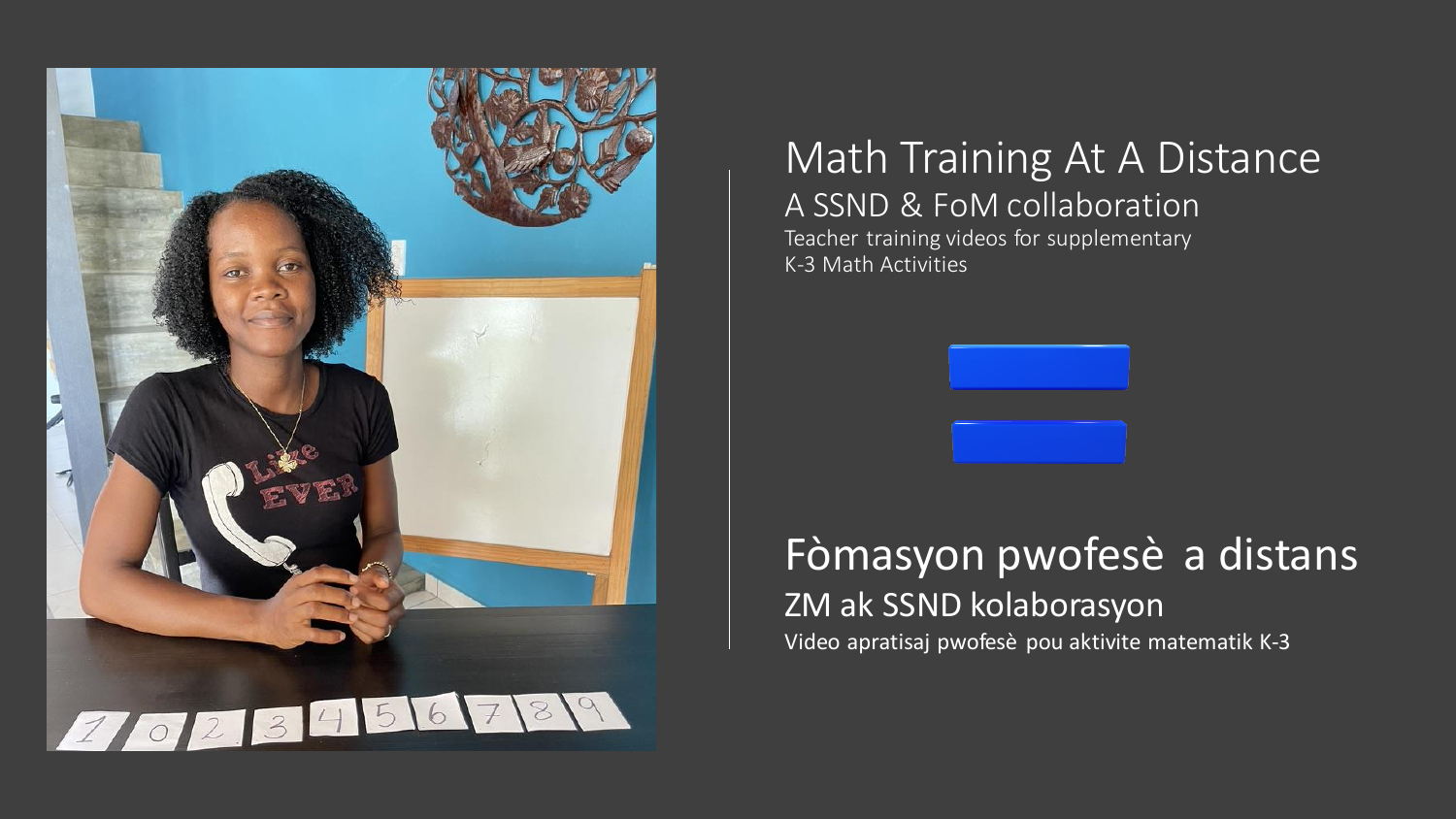# Math Training At A Distance

## A SSND & FoM collaboration

Teacher training videos for supplementary K-3 Math Activities

# Fòmasyon pwofesè a distans

## ZM ak SSND kolaborasyon

Video apratisaj pwofesè pou aktivite matematik K-3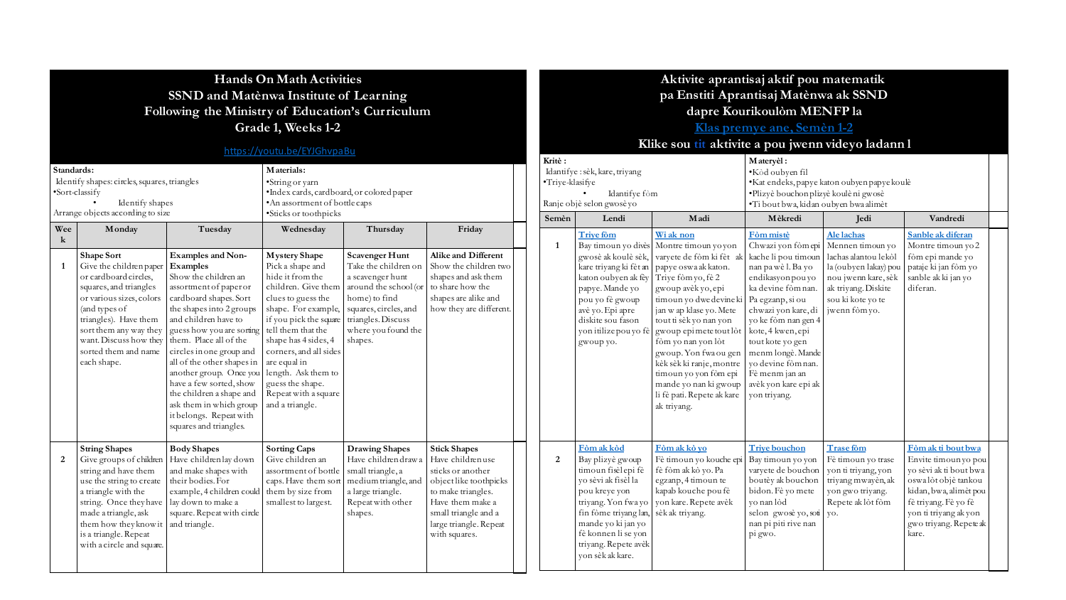# Hands On Math Activities
## SSND and Matènwa Institute of Learning
## Following the Ministry of Education's Curriculum
## Grade 1, Weeks 1-2

https://youtu.be/EYJGhvpaBu

| Standards: Identify shapes: circles, squares, triangles •Sort-classify • Identify shapes Arrange objects according to size | | | Materials: •String or yarn •Index cards, cardboard, or colored paper •An assortment of bottle caps •Sticks or toothpicks | | |
|---|---|---|---|---|---|
| **Week** | **Monday** | **Tuesday** | **Wednesday** | **Thursday** | **Friday** |
| **1** | **Shape Sort** Give the children paper or cardboard circles, squares, and triangles or various sizes, colors (and types of triangles). Have them sort them any way they want. Discuss how they sorted them and name each shape. | **Examples and Non-Examples** Show the children an assortment of paper or cardboard shapes. Sort the shapes into 2 groups and children have to guess how you are sorting them. Place all of the circles in one group and all of the other shapes in another group. Once you have a few sorted, show the children a shape and ask them in which group it belongs. Repeat with squares and triangles. | **Mystery Shape** Pick a shape and hide it from the children. Give them clues to guess the shape. For example, if you pick the square tell them that the shape has 4 sides, 4 corners, and all sides are equal in length. Ask them to guess the shape. Repeat with a square and a triangle. | **Scavenger Hunt** Take the children on a scavenger hunt around the school (or home) to find squares, circles, and triangles. Discuss where you found the shapes. | **Alike and Different** Show the children two shapes and ask them to share how the shapes are alike and how they are different. |
| **2** | **String Shapes** Give groups of children string and have them use the string to create a triangle with the string. Once they have made a triangle, ask them how they know it is a triangle. Repeat with a circle and square. | **Body Shapes** Have children lay down and make shapes with their bodies. For example, 4 children could lay down to make a square. Repeat with circle and triangle. | **Sorting Caps** Give children an assortment of bottle caps. Have them sort them by size from smallest to largest. | **Drawing Shapes** Have children draw a small triangle, a medium triangle, and a large triangle. Repeat with other shapes. | **Stick Shapes** Have children use sticks or another object like toothpicks to make triangles. Have them make a small triangle and a large triangle. Repeat with squares. |

# Aktivite aprantisaj aktif pou matematik
## pa Enstiti Aprantisaj Matènwa ak SSND
## dapre Kourikoulòm MENFP la
## Klas premye ane, Semèn 1-2
## Klike sou tit aktivite a pou jwenn videyo ladann l

| Kritè : Idantifye : sèk, kare, triyang •Triye-klasifye • Idantifye fòm Ranje objè selon gwosè yo | | | Materyèl : •Kòd oubyen fil •Kat endeks, papye katon oubyen papye koulè •Plizyè bouchon plizyè koulè ni gwosè •Ti bout bwa, kidan oubyen bwa alimèt | | |
|---|---|---|---|---|---|
| **Semèn** | **Lendi** | **Madi** | **Mèkredi** | **Jedi** | **Vandredi** |
| **1** | **Triye fòm** Bay timoun yo divès gwosè ak koulè sèk, kare triyang ki fèt an katon oubyen ak fèy papye. Mande yo pou yo fè gwoup avè yo. Epi apre diskite sou fason yon itilize pou yo fè gwoup yo. | **Wi ak non** Montre timoun yo yon varyete de fòm ki fèt ak papye oswa ak katon. Triye fòm yo, fè 2 gwoup avèk yo, epi timoun yo dwe devine ki jan w ap klase yo. Mete tout ti sèk yo nan yon gwoup epi mete tout lòt fòm yo nan yon lòt gwoup. Yon fwa ou gen kèk sèk ki ranje, montre timoun yo yon fòm epi mande yo nan ki gwoup li fè pati. Repete ak kare ak triyang. | **Fòm mistè** Chwazi yon fòm epi kache li pou timoun nan pa wè l. Ba yo endikasyon pou yo ka devine fòm nan. Pa egzanp, si ou chwazi yon kare, di yo ke fòm nan gen 4 kote, 4 kwen, epi tout kote yo gen menm longè. Mande yo devine fòm nan. Fè menm jan an avèk yon kare epi ak yon triyang. | **Ale lachas** Mennen timoun yo lachas alantou lekòl la (oubyen lakay) pou nou jwenn kare, sèk ak triyang. Diskite sou ki kote yo te jwenn fòm yo. | **Sanble ak diferan** Montre timoun yo 2 fòm epi mande yo pataje ki jan fòm yo sanble ak ki jan yo diferan. |
| **2** | **Fòm ak kòd** Bay plizyè gwoup timoun fisèl epi fè yo sèvi ak fisèl la pou kreye yon triyang. Yon fwa yo fin fòme triyang lan, mande yo ki jan yo fè konnen li se yon triyang. Repete avèk yon sèk ak kare. | **Fòm ak kò yo** Fè timoun yo kouche epi fè fòm ak kò yo. Pa egzanp, 4 timoun te kapab kouche pou fè yon kare. Repete avèk sèk ak triyang. | **Triye bouchon** Bay timoun yo yon varyete de bouchon boutèy ak bouchon bidon. Fè yo mete yo nan lòd selon gwosè yo, soti nan pi piti rive nan pi gwo. | **Trase fòm** Fè timoun yo trase yon ti triyang, yon triyang mwayèn, ak yon gwo triyang. Repete ak lòt fòm yo. | **Fòm ak ti bout bwa** Envite timoun yo pou yo sèvi ak ti bout bwa oswa lòt objè tankou kidan, bwa, alimèt pou fè triyang. Fè yo fè yon ti triyang ak yon gwo triyang. Repete ak kare. |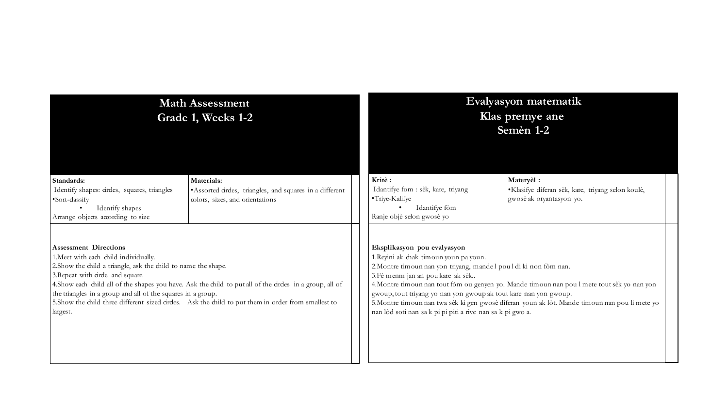# Math Assessment
## Grade 1, Weeks 1-2

| Standards: | Materials: |
|---|---|
| Identify shapes: circles, squares, triangles<br>•Sort-classify<br>• Identify shapes<br>Arrange objects according to size | •Assorted circles, triangles, and squares in a different colors, sizes, and orientations |

**Assessment Directions**

1.Meet with each child individually.
2.Show the child a triangle, ask the child to name the shape.
3.Repeat with circle and square.
4.Show each child all of the shapes you have. Ask the child to put all of the circles in a group, all of the triangles in a group and all of the squares in a group.
5.Show the child three different sized circles. Ask the child to put them in order from smallest to largest.

# Evalyasyon matematik
## Klas premye ane
## Semèn 1-2

| Kritè : | Materyèl : |
|---|---|
| Idantifye fom : sèk, kare, triyang<br>•Triye-Kalifye<br>• Idantifye fòm<br>Ranje objè selon gwosè yo | •Klasifye diferan sèk, kare, triyang selon koulè, gwosè ak oryantasyon yo. |

**Eksplikasyon pou evalyasyon**

1.Reyini ak chak timoun youn pa youn.
2.Montre timoun nan yon triyang, mande l pou l di ki non fòm nan.
3.Fè menm jan an pou kare ak sèk..
4.Montre timoun nan tout fòm ou genyen yo. Mande timoun nan pou l mete tout sèk yo nan yon gwoup, tout triyang yo nan yon gwoup ak tout kare nan yon gwoup.
5.Montre timoun nan twa sèk ki gen gwosè diferan youn ak lòt. Mande timoun nan pou li mete yo nan lòd soti nan sa k pi piti a rive nan sa k pi gwo a.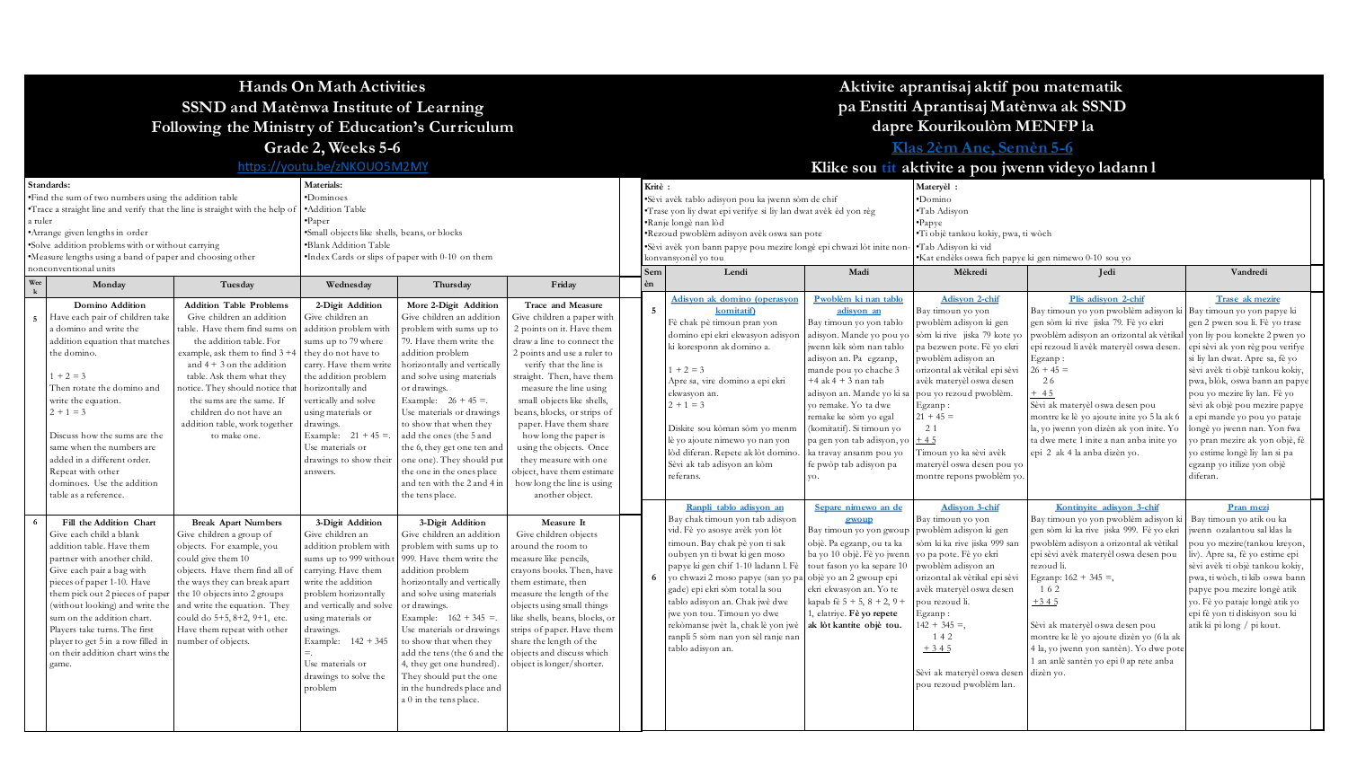# Hands On Math Activities
## SSND and Matènwa Institute of Learning
## Following the Ministry of Education's Curriculum
## Grade 2, Weeks 5-6

https://youtu.be/zNKOUO5M2MY

**Standards:**
- Find the sum of two numbers using the addition table
- Trace a straight line and verify that the line is straight with the help of a ruler
- Arrange given lengths in order
- Solve addition problems with or without carrying
- Measure lengths using a band of paper and choosing other nonconventional units

**Materials:**
- Dominoes
- Addition Table
- Paper
- Small objects like shells, beans, or blocks
- Blank Addition Table
- Index Cards or slips of paper with 0-10 on them

| Week | Monday | Tuesday | Wednesday | Thursday | Friday |
|---|---|---|---|---|---|
| 5 | **Domino Addition** Have each pair of children take a domino and write the addition equation that matches the domino. $1 + 2 = 3$ Then rotate the domino and write the equation. $2 + 1 = 3$ Discuss how the sums are the same when the numbers are added in a different order. Repeat with other dominoes. Use the addition table as a reference. | **Addition Table Problems** Give children an addition table. Have them find sums on the addition table. For example, ask them to find 3 +4 and 4 + 3 on the addition table. Ask them what they notice. They should notice that the sums are the same. If children do not have an addition table, work together to make one. | **2-Digit Addition** Give children an addition problem with sums up to 79 where they do not have to carry. Have them write the addition problem horizontally and vertically and solve using materials or drawings. Example: 21 + 45 =. Use materials or drawings to show their answers. | **More 2-Digit Addition** Give children an addition problem with sums up to 79. Have them write the addition problem horizontally and vertically and solve using materials or drawings. Example: 26 + 45 =. Use materials or drawings to show that when they add the ones (the 5 and the 6, they get one ten and one one). They should put the one in the ones place and ten with the 2 and 4 in the tens place. | **Trace and Measure** Give children a paper with 2 points on it. Have them draw a line to connect the 2 points and use a ruler to verify that the line is straight. Then, have them measure the line using small objects like shells, beans, blocks, or strips of paper. Have them share how long the paper is using the objects. Once they measure with one object, have them estimate how long the line is using another object. |
| 6 | **Fill the Addition Chart** Give each child a blank addition table. Have them partner with another child. Give each pair a bag with pieces of paper 1-10. Have them pick out 2 pieces of paper (without looking) and write the sum on the addition chart. Players take turns. The first player to get 5 in a row filled in on their addition chart wins the game. | **Break Apart Numbers** Give children a group of objects. For example, you could give them 10 objects. Have them find all of the ways they can break apart the 10 objects into 2 groups and write the equation. They could do 5+5, 8+2, 9+1, etc. Have them repeat with other number of objects. | **3-Digit Addition** Give children an addition problem with sums up to 999 without carrying. Have them write the addition problem horizontally and vertically and solve using materials or drawings. Example: 142 + 345 =. Use materials or drawings to solve the problem | **3-Digit Addition** Give children an addition problem with sums up to 999. Have them write the addition problem horizontally and vertically and solve using materials or drawings. Example: 162 + 345 =. Use materials or drawings to show that when they add the tens (the 6 and the 4, they get one hundred). They should put the one in the hundreds place and a 0 in the tens place. | **Measure It** Give children objects around the room to measure like pencils, crayons books. Then, have them estimate, then measure the length of the objects using small things like shells, beans, blocks, or strips of paper. Have them share the length of the objects and discuss which object is longer/shorter. |

# Aktivite aprantisaj aktif pou matematik
## pa Enstiti Aprantisaj Matènwa ak SSND
## dapre Kourikoulòm MENFP la
## Klas 2èm Ane, Semèn 5-6

**Klike sou tit aktivite a pou jwenn videyo ladann l**

**Kritè :**
- Sèvi avèk tablo adisyon pou ka jwenn sòm de chif
- Trase yon liy dwat epi verifye si liy lan dwat avèk èd yon règ
- Ranje longè nan lòd
- Rezoud pwoblèm adisyon avèk oswa san pote
- Sèvi avèk yon bann papye pou mezire longè epi chwazi lòt inite non-konvansyonèl yo tou

**Materyèl :**
- Domino
- Tab Adisyon
- Papye
- Ti objè tankou kokiy, pwa, ti wòch
- Tab Adisyon ki vid
- Kat endèks oswa fich papye ki gen nimewo 0-10 sou yo

| Semèn | Lendi | Madi | Mèkredi | Jedi | Vandredi |
|---|---|---|---|---|---|
| 5 | **Adisyon ak domino (operasyon komitatif)** Fè chak pè timoun pran yon domino epi ekri ekwasyon adisyon ki koresponn ak domino a. $1 + 2 = 3$ Apre sa, vire domino a epi ekri ekwasyon an. $2 + 1 = 3$ Diskite sou kòman sòm yo menm lè yo ajoute nimewo yo nan yon lòd diferan. Repete ak lòt domino. Sèvi ak tab adisyon an kòm referans. | **Pwoblèm ki nan tablo adisyon an** Bay timoun yo yon tablo adisyon. Mande pou yo jwenn kèk sòm nan tablo adisyon an. Pa egzanp, mande pou yo chache 3 +4 ak 4 + 3 nan tab adisyon an. Mande yo ki sa yo remake. Yo ta dwe remake ke sòm yo egal (komitatif). Si timoun yo pa gen yon tab adisyon, yo ka travay ansanm pou yo fè pwòp tab adisyon pa yo. | **Adisyon 2-chif** Bay timoun yo yon pwoblèm adisyon ki gen sòm ki rive jiska 79 kote yo pa bezwen pote. Fè yo ekri pwoblèm adisyon an orizontal ak vètikal epi sèvi avèk materyèl oswa desen pou yo rezoud pwoblèm. Egzanp : 21 + 45 = <br>  21 <br> + 45 <br> Timoun yo ka sèvi avèk materyèl oswa desen pou yo montre repons pwoblèm yo. | **Plis adisyon 2-chif** Bay timoun yo yon pwoblèm adisyon ki gen sòm ki rive jiska 79. Fè yo ekri pwoblèm adisyon an orizontal ak vètikal epi rezoud li avèk materyèl oswa desen. Egzanp : 26 + 45 = <br>  26 <br> + 45 <br> Sèvi ak materyèl oswa desen pou montre ke lè yo ajoute inite yo 5 la ak 6 la, yo jwenn yon dizèn ak yon inite. Yo ta dwe mete 1 inite a nan anba inite yo epi 2 ak 4 la anba dizèn yo. | **Trase ak mezire** Bay timoun yo yon papye ki gen 2 pwen sou li. Fè yo trase yon liy pou konekte 2 pwen yo epi sèvi ak yon règ pou verifye si liy lan dwat. Apre sa, fè yo sèvi avèk ti objè tankou kokiy, pwa, blòk, oswa bann an papye pou yo mezire liy lan. Fè yo sèvi ak objè pou yo pataje longè yo jwenn nan. Yon fwa yo pran mezire ak yon objè, fè yo estime longè liy lan si pa egzanp yo itilize yon objè diferan. |
| 6 | **Ranpli tablo adisyon an** Bay chak timoun yon tab adisyon vid. Fè yo asosye avèk yon lòt timoun. Bay chak pè yon ti sak oubyen yn ti bwat ki gen moso papye ki gen chif 1-10 ladann l. Fè yo chwazi 2 moso papye (san yo pa gade) epi ekri sòm total la sou tablo adisyon an. Chak jwè dwe jwe yon tou. Timoun yo dwe rekòmanse jwèt la, chak lè yon jwè ranpli 5 sòm nan yon sèl ranje nan tablo adisyon an. | **Separe nimewo an de gwoup** Bay timoun yo yon gwoup objè. Pa egzanp, ou ta ka ba yo 10 objè. Fè yo jwenn tout fason yo ka separe 10 objè yo an 2 gwoup epi ekri ekwasyon an. Yo te kapab fè 5 + 5, 8 + 2, 9 + 1, elatriye. **Fè yo repete ak lòt kantite objè tou.** | **Adisyon 3-chif** Bay timoun yo yon pwoblèm adisyon ki gen sòm ki ka rive jiska 999 san yo pa pote. Fè yo ekri pwoblèm adisyon an orizontal ak vètikal epi sèvi avèk materyèl oswa desen pou rezoud li. Egzanp : 142 + 345 =, <br>  142 <br> + 345 <br> Sèvi ak materyèl oswa desen pou rezoud pwoblèm lan. | **Kontinyite adisyon 3-chif** Bay timoun yo yon pwoblèm adisyon ki gen sòm ki ka rive jiska 999. Fè yo ekri pwoblèm adisyon a orizontal ak vètikal epi sèvi avèk materyèl oswa desen pou rezoud li. Egzanp: 162 + 345 =, <br>  162 <br> +345 <br> Sèvi ak materyèl oswa desen pou montre ke lè yo ajoute dizèn yo (6 la ak 4 la, yo jwenn yon santèn). Yo dwe pote 1 an anlè santèn yo epi 0 ap rete anba dizèn yo. | **Pran mezi** Bay timoun yo atik ou ka jwenn ozalantou sal klas la pou yo mezire(tankou kreyon, liv). Apre sa, fè yo estime epi sèvi avèk ti objè tankou kokiy, pwa, ti wòch, ti kib oswa bann papye pou mezire longè atik yo. Fè yo pataje longè atik yo epi fè yon ti diskisyon sou ki atik ki pi long / pi kout. |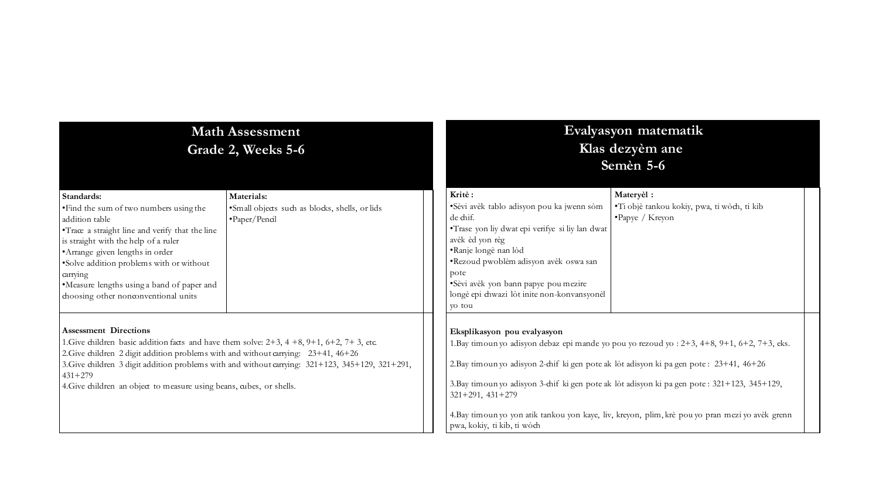## Math Assessment
## Grade 2, Weeks 5-6

| Standards: | Materials: |
|---|---|
| •Find the sum of two numbers using the addition table<br>•Trace a straight line and verify that the line is straight with the help of a ruler<br>•Arrange given lengths in order<br>•Solve addition problems with or without carrying<br>•Measure lengths using a band of paper and choosing other nonconventional units | •Small objects such as blocks, shells, or lids<br>•Paper/Pencil |

**Assessment Directions**

1.Give children basic addition facts and have them solve: 2+3, 4 +8, 9+1, 6+2, 7+ 3, etc.
2.Give children 2 digit addition problems with and without carrying: 23+41, 46+26
3.Give children 3 digit addition problems with and without carrying: 321+123, 345+129, 321+291, 431+279
4.Give children an object to measure using beans, cubes, or shells.

## Evalyasyon matematik
## Klas dezyèm ane
## Semèn 5-6

| Kritè : | Materyèl : |
|---|---|
| •Sèvi avèk tablo adisyon pou ka jwenn sòm de chif.<br>•Trase yon liy dwat epi verifye si liy lan dwat avèk èd yon règ<br>•Ranje longè nan lòd<br>•Rezoud pwoblèm adisyon avèk oswa san pote<br>•Sèvi avèk yon bann papye pou mezire longè epi chwazi lòt inite non-konvansyonèl yo tou | •Ti objè tankou kokiy, pwa, ti wòch, ti kib<br>•Papye / Kreyon |

**Eksplikasyon pou evalyasyon**

1.Bay timoun yo adisyon debaz epi mande yo pou yo rezoud yo : 2+3, 4+8, 9+1, 6+2, 7+3, eks.

2.Bay timoun yo adisyon 2-chif ki gen pote ak lòt adisyon ki pa gen pote : 23+41, 46+26

3.Bay timoun yo adisyon 3-chif ki gen pote ak lòt adisyon ki pa gen pote : 321+123, 345+129, 321+291, 431+279

4.Bay timoun yo yon atik tankou yon kaye, liv, kreyon, plim, krè pou yo pran mezi yo avèk grenn pwa, kokiy, ti kib, ti wòch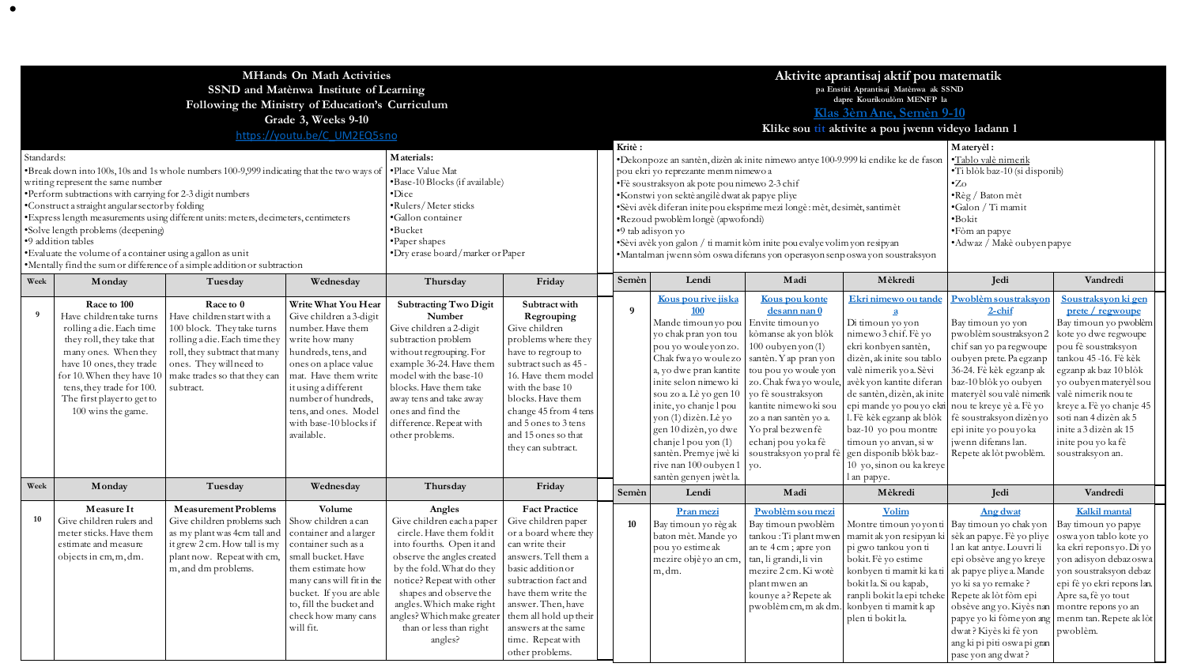# MHands On Math Activities
## SSND and Matènwa Institute of Learning
## Following the Ministry of Education's Curriculum
## Grade 3, Weeks 9-10

https://youtu.be/C_UM2EQ5sno

| Standards: | Materials: |
|---|---|
| •Break down into 100s, 10s and 1s whole numbers 100-9,999 indicating that the two ways of writing represent the same number<br>•Perform subtractions with carrying for 2-3 digit numbers<br>•Construct a straight angular sector by folding<br>•Express length measurements using different units: meters, decimeters, centimeters<br>•Solve length problems (deepening)<br>•9 addition tables<br>•Evaluate the volume of a container using a gallon as unit<br>•Mentally find the sum or difference of a simple addition or subtraction | •Place Value Mat<br>•Base-10 Blocks (if available)<br>•Dice<br>•Rulers/ Meter sticks<br>•Gallon container<br>•Bucket<br>•Paper shapes<br>•Dry erase board/marker or Paper |

| Week | Monday | Tuesday | Wednesday | Thursday | Friday |
|---|---|---|---|---|---|
| 9 | **Race to 100**<br>Have children take turns rolling a die. Each time they roll, they take that many ones. When they have 10 ones, they trade for 10. When they have 10 tens, they trade for 100. The first player to get to 100 wins the game. | **Race to 0**<br>Have children start with a 100 block. They take turns rolling a die. Each time they roll, they subtract that many ones. They will need to make trades so that they can subtract. | **Write What You Hear**<br>Give children a 3-digit number. Have them write how many hundreds, tens, and ones on a place value mat. Have them write it using a different number of hundreds, tens, and ones. Model with base-10 blocks if available. | **Subtracting Two Digit Number**<br>Give children a 2-digit subtraction problem without regrouping. For example 36-24. Have them model with the base-10 blocks. Have them take away tens and take away ones and find the difference. Repeat with other problems. | **Subtract with Regrouping**<br>Give children problems where they have to regroup to subtract such as 45 - 16. Have them model with the base 10 blocks. Have them change 45 from 4 tens and 5 ones to 3 tens and 15 ones so that they can subtract. |
| **Week** | **Monday** | **Tuesday** | **Wednesday** | **Thursday** | **Friday** |
| 10 | **Measure It**<br>Give children rulers and meter sticks. Have them estimate and measure objects in cm, m, dm. | **Measurement Problems**<br>Give children problems such as my plant was 4cm tall and it grew 2 cm. How tall is my plant now. Repeat with cm, m, and dm problems. | **Volume**<br>Show children a can container and a larger container such as a small bucket. Have them estimate how many cans will fit in the bucket. If you are able to, fill the bucket and check how many cans will fit. | **Angles**<br>Give children each a paper circle. Have them fold it into fourths. Open it and observe the angles created by the fold. What do they notice? Repeat with other shapes and observe the angles. Which make right angles? Which make greater than or less than right angles? | **Fact Practice**<br>Give children paper or a board where they can write their answers. Tell them a basic addition or subtraction fact and have them write the answer. Then, have them all hold up their answers at the same time. Repeat with other problems. |

# Aktivite aprantisaj aktif pou matematik
pa Enstiti Aprantisaj Matènwa ak SSND
dapre Kourikoulòm MENFP la

Klas 3èm Ane, Semèn 9-10

Klike sou tit aktivite a pou jwenn videyo ladann l

| Kritè : | Materyèl : |
|---|---|
| •Dekonpoze an santèn, dizèn ak inite nimewo antye 100-9.999 ki endike ke de fason pou ekri yo reprezante menm nimewo a<br>•Fè soustraksyon ak pote pou nimewo 2-3 chif<br>•Konstwi yon sektè angilè dwat ak papye pliye<br>•Sèvi avèk diferan inite pou eksprime mezi longè: mèt, desimèt, santimèt<br>•Rezoud pwoblèm longè (apwofondi)<br>•9 tab adisyon yo<br>•Sèvi avèk yon galon / ti mamit kòm inite pou evalye volim yon resipyan<br>•Mantalman jwenn sòm oswa diferans yon operasyon senp oswa yon soustraksyon | •Tablo valè nimerik<br>•Ti blòk baz-10 (si disponib)<br>•Zo<br>•Règ / Baton mèt<br>•Galon / Ti mamit<br>•Bokit<br>•Fòm an papye<br>•Adwaz / Makè oubyen papye |

| Semèn | Lendi | Madi | Mèkredi | Jedi | Vandredi |
|---|---|---|---|---|---|
| 9 | **Kous pou rive jiska 100**<br>Mande timoun yo pou yo chak pran yon tou pou yo woule yon zo. Chak fwa yo woule zo a, yo dwe pran kantite inite selon nimewo ki sou zo a. Lè yo gen 10 inite, yo chanje l pou yon (1) dizèn. Lè yo gen 10 dizèn, yo dwe chanje l pou yon (1) santèn. Premye jwè ki rive nan 100 oubyen 1 santèn genyen jwèt la. | **Kous pou konte desann nan 0**<br>Envite timoun yo kòmanse ak yon blòk 100 oubyen yon (1) santèn. Y ap pran yon tou pou yo woule yon zo. Chak fwa yo woule, yo fè soustraksyon kantite nimewo ki sou zo a nan santèn yo a. Yo pral bezwen fè echanj pou yo ka fè soustraksyon yo pral fè yo. | **Ekri nimewo ou tande a**<br>Di timoun yo yon nimewo 3 chif. Fè yo ekri konbyen santèn, dizèn, ak inite sou tablo valè nimerik yo a. Sèvi avèk yon kantite diferan de santèn, dizèn, ak inite epi mande yo pou yo ekri l. Fè kèk egzanp ak blòk baz-10 yo pou montre timoun yo anvan, si w gen disponib blòk baz-10 yo, sinon ou ka kreye l an papye. | **Pwoblèm soustraksyon 2-chif**<br>Bay timoun yo yon pwoblèm soustraksyon 2 chif san yo pa regwoupe oubyen prete. Pa egzanp 36-24. Fè kèk egzanp ak baz-10 blòk oubyen materyèl sou valè nimerik nou te kreye yè a. Fè yo fè soustraksyon dizèn yo epi inite yo pou yo ka jwenn diferans lan. Repete ak lòt pwoblèm. | **Soustraksyon ki gen prete / regwoupe**<br>Bay timoun yo pwoblèm kote yo dwe regwoupe pou fè soustraksyon tankou 45 -16. Fè kèk egzanp ak baz 10 blòk yo oubyen materyèl sou valè nimerik nou te kreye a. Fè yo chanje 45 soti nan 4 dizèn ak 5 inite a 3 dizèn ak 15 inite pou yo ka fè soustraksyon an. |
| **Semèn** | **Lendi** | **Madi** | **Mèkredi** | **Jedi** | **Vandredi** |
| 10 | **Pran mezi**<br>Bay timoun yo règ ak baton mèt. Mande yo pou yo estime ak mezire objè yo an cm, m, dm. | **Pwoblèm sou mezi**<br>Bay timoun pwoblèm tankou : Ti plant mwen an te 4 cm ; apre yon tan, li grandi, li vin mezire 2 cm. Ki wotè plant mwen an kounye a? Repete ak pwoblèm cm, m ak dm. | **Volim**<br>Montre timoun yo yon ti mamit kòm yon resipyan ki pi gwo tankou yon ti bokit. Fè yo estime konbyen ti mamit ki ka ti bokit la. Si ou kapab, ranpli bokit la epi tcheke konbyen ti mamit k ap plen ti bokit la. | **Ang dwat**<br>Bay timoun yo chak yon sèk an papye. Fè yo pliye l an kat antye. Louvri li epi obsève ang yo kreye ak papye pliye a. Mande yo ki sa yo remake ? Repete ak lòt fòm epi obsève ang yo. Kiyès nan papye yo ki fòme yon ang dwat ? Kiyès ki fè yon ang ki pi piti oswa pi gran pase yon ang dwat ? | **Kalkil mantal**<br>Bay timoun yo papye oswa yon tablo kote yo ka ekri repons yo. Di yo yon adisyon debaz oswa yon soustraksyon debaz epi fè yo ekri repons lan. Apre sa, fè yo tout montre repons yo an menm tan. Repete ak lòt pwoblèm. |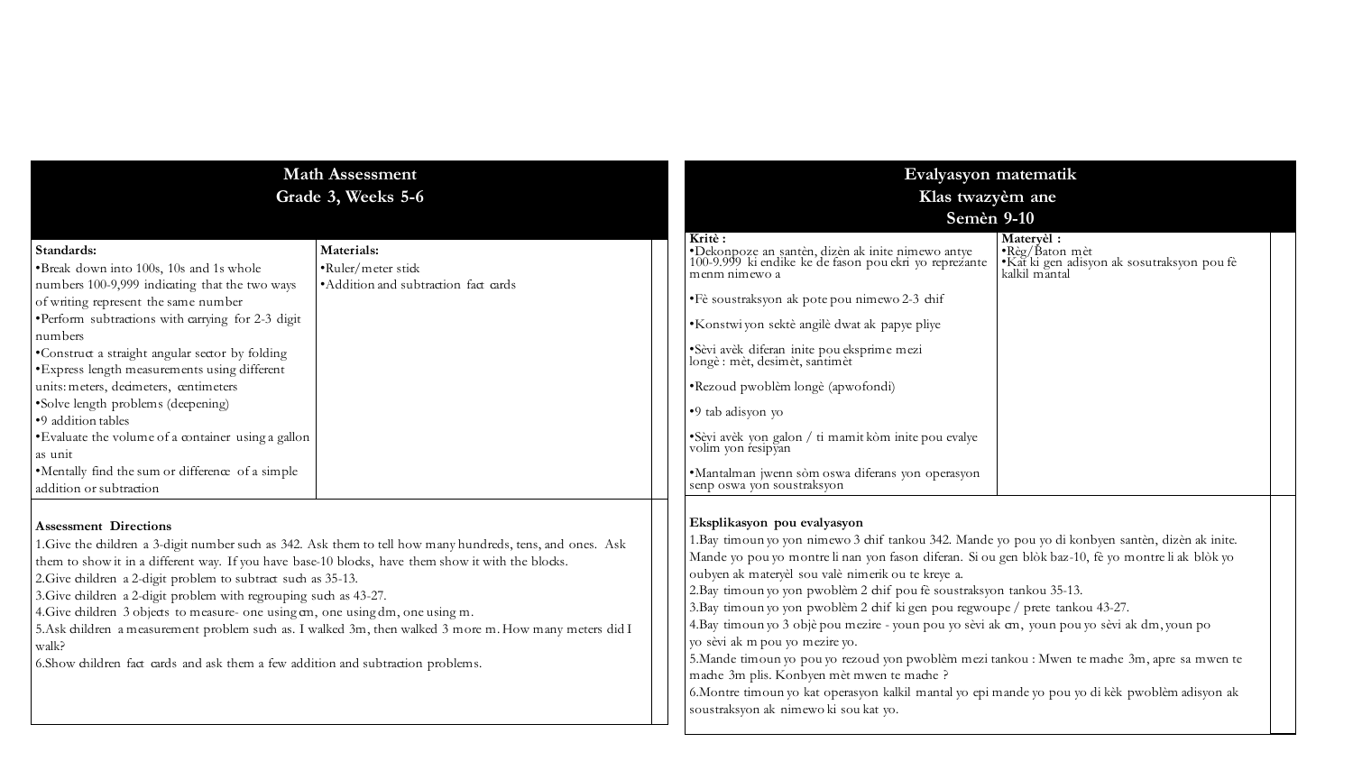## Math Assessment
### Grade 3, Weeks 5-6

| Standards: | Materials: |
| --- | --- |
| •Break down into 100s, 10s and 1s whole numbers 100-9,999 indicating that the two ways of writing represent the same number<br>•Perform subtractions with carrying for 2-3 digit numbers<br>•Construct a straight angular sector by folding<br>•Express length measurements using different units: meters, decimeters, centimeters<br>•Solve length problems (deepening)<br>•9 addition tables<br>•Evaluate the volume of a container using a gallon as unit<br>•Mentally find the sum or difference of a simple addition or subtraction | •Ruler/meter stick<br>•Addition and subtraction fact cards |

**Assessment Directions**

1.Give the children a 3-digit number such as 342. Ask them to tell how many hundreds, tens, and ones. Ask them to show it in a different way. If you have base-10 blocks, have them show it with the blocks.
2.Give children a 2-digit problem to subtract such as 35-13.
3.Give children a 2-digit problem with regrouping such as 43-27.
4.Give children 3 objects to measure- one using cm, one using dm, one using m.
5.Ask children a measurement problem such as. I walked 3m, then walked 3 more m. How many meters did I walk?
6.Show children fact cards and ask them a few addition and subtraction problems.

## Evalyasyon matematik
### Klas twazyèm ane
### Semèn 9-10

| Kritè : | Materyèl : |
| --- | --- |
| •Dekonpoze an santèn, dizèn ak inite nimewo antye 100-9.999 ki endike ke de fason pou ekri yo reprezante menm nimewo a<br>•Fè soustraksyon ak pote pou nimewo 2-3 chif<br>•Konstwi yon sektè angilè dwat ak papye pliye<br>•Sèvi avèk diferan inite pou eksprime mezi longè : mèt, desimèt, santimèt<br>•Rezoud pwoblèm longè (apwofondi)<br>•9 tab adisyon yo<br>•Sèvi avèk yon galon / ti mamit kòm inite pou evalye volim yon resipyan<br>•Mantalman jwenn sòm oswa diferans yon operasyon senp oswa yon soustraksyon | •Règ/Baton mèt<br>•Kat ki gen adisyon ak sosutraksyon pou fè kalkil mantal |

**Eksplikasyon pou evalyasyon**

1.Bay timoun yo yon nimewo 3 chif tankou 342. Mande yo pou yo di konbyen santèn, dizèn ak inite. Mande yo pou yo montre li nan yon fason diferan. Si ou gen blòk baz-10, fè yo montre li ak blòk yo oubyen ak materyèl sou valè nimerik ou te kreye a.
2.Bay timoun yo yon pwoblèm 2 chif pou fè soustraksyon tankou 35-13.
3.Bay timoun yo yon pwoblèm 2 chif ki gen pou regwoupe / prete tankou 43-27.
4.Bay timoun yo 3 objè pou mezire - youn pou yo sèvi ak cm, youn pou yo sèvi ak dm, youn po yo sèvi ak m pou yo mezire yo.
5.Mande timoun yo pou yo rezoud yon pwoblèm mezi tankou : Mwen te mache 3m, apre sa mwen te mache 3m plis. Konbyen mèt mwen te mache ?
6.Montre timoun yo kat operasyon kalkil mantal yo epi mande yo pou yo di kèk pwoblèm adisyon ak soustraksyon ak nimewo ki sou kat yo.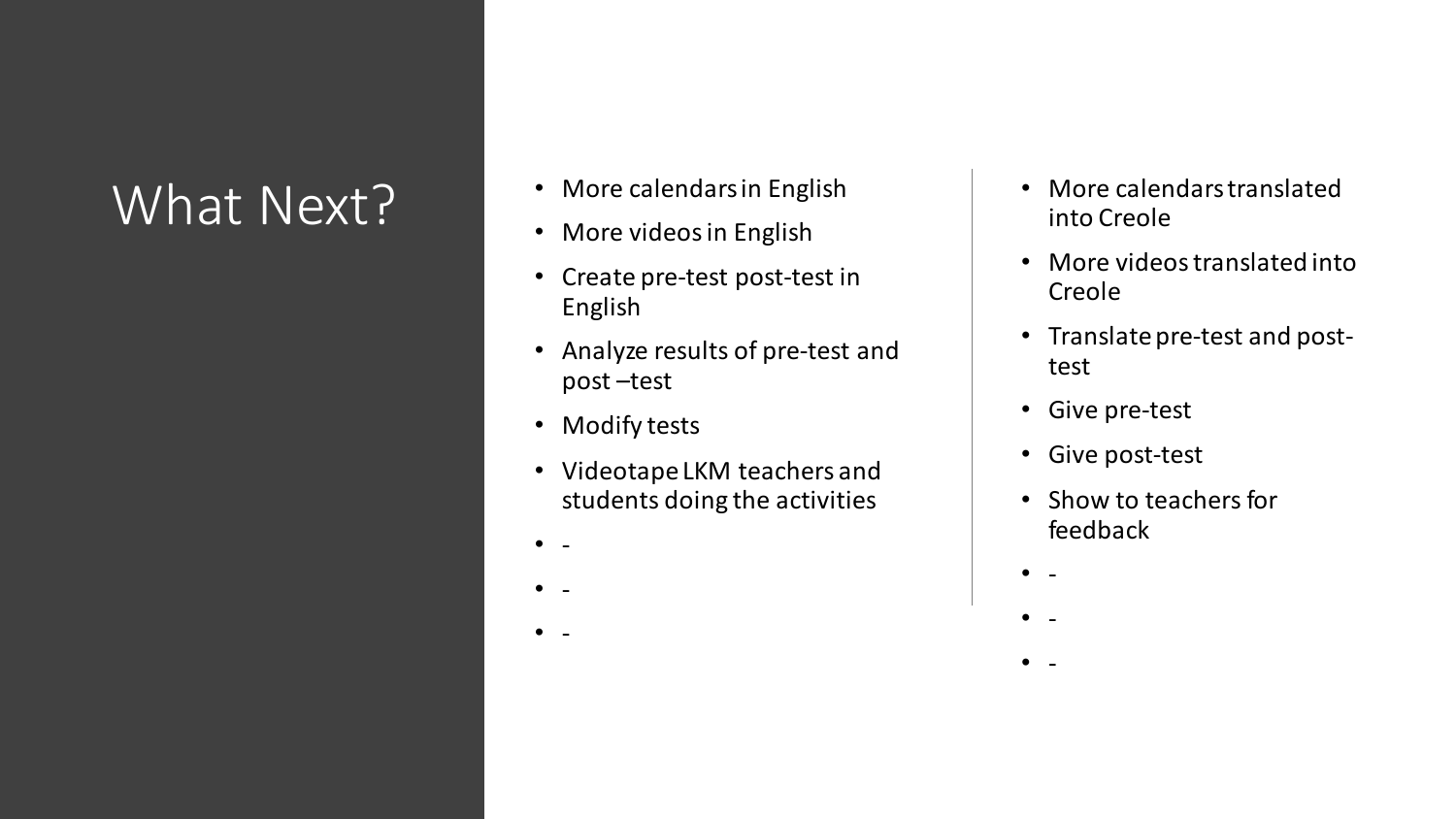# What Next?

- More calendars in English
- More videos in English
- Create pre-test post-test in English
- Analyze results of pre-test and post –test
- Modify tests
- Videotape LKM teachers and students doing the activities
- -
- -
- -

- More calendars translated into Creole
- More videos translated into Creole
- Translate pre-test and post-test
- Give pre-test
- Give post-test
- Show to teachers for feedback
- -
- -
- -